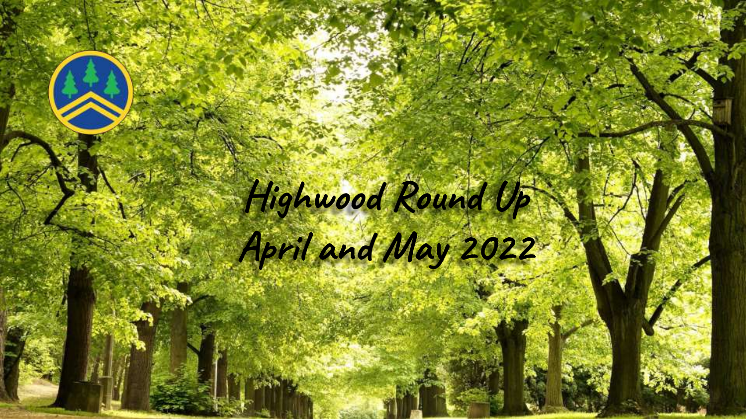# Highwood Round Up
# April and May 2022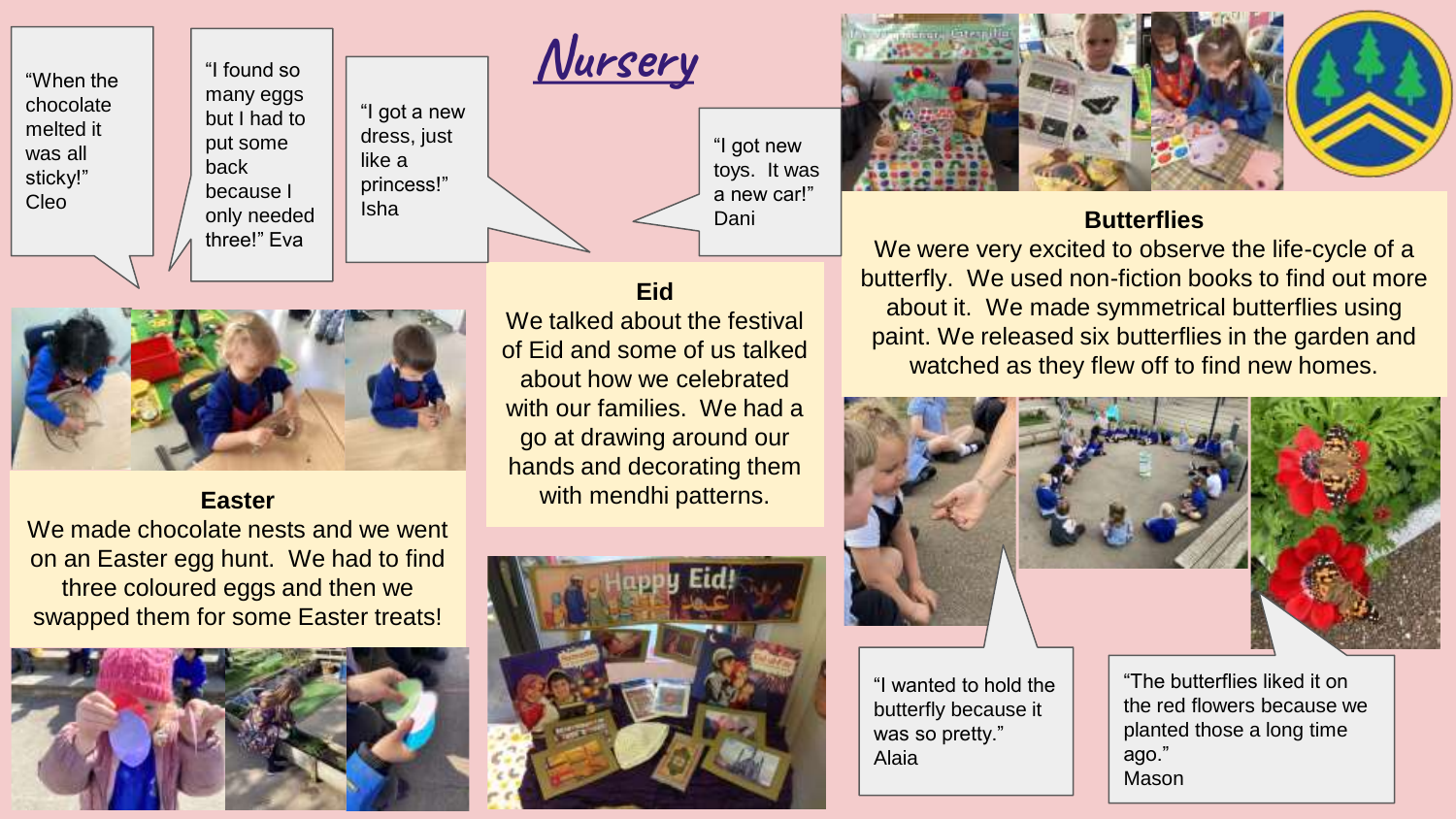# Nursery

"When the chocolate melted it was all sticky!" Cleo

"I found so many eggs but I had to put some back because I only needed three!" Eva

"I got a new dress, just like a princess!" Isha

"I got new toys. It was a new car!" Dani

## Easter

We made chocolate nests and we went on an Easter egg hunt. We had to find three coloured eggs and then we swapped them for some Easter treats!

## Eid

We talked about the festival of Eid and some of us talked about how we celebrated with our families. We had a go at drawing around our hands and decorating them with mendhi patterns.

## Butterflies

We were very excited to observe the life-cycle of a butterfly. We used non-fiction books to find out more about it. We made symmetrical butterflies using paint. We released six butterflies in the garden and watched as they flew off to find new homes.

"I wanted to hold the butterfly because it was so pretty." Alaia

"The butterflies liked it on the red flowers because we planted those a long time ago." Mason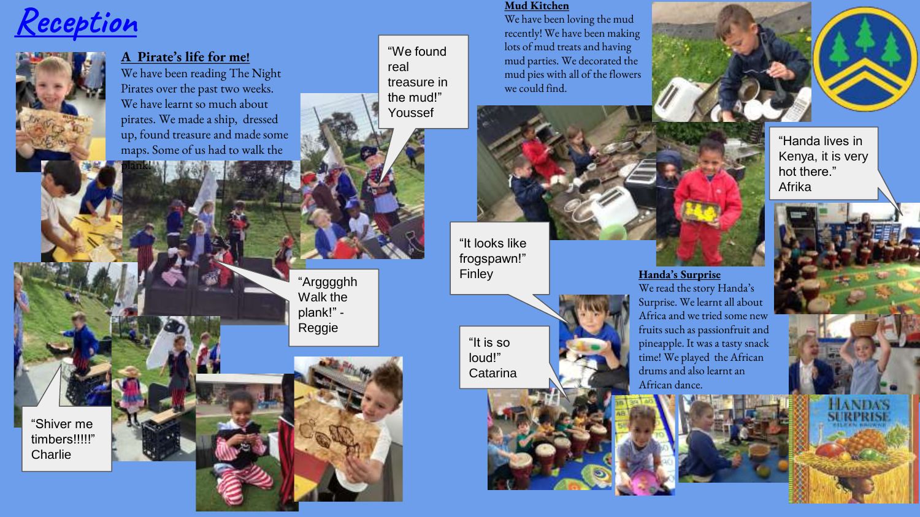# Reception

## A Pirate's life for me!

We have been reading The Night Pirates over the past two weeks. We have learnt so much about pirates. We made a ship, dressed up, found treasure and made some maps. Some of us had to walk the plank!

"We found real treasure in the mud!" Youssef

"Argggghh Walk the plank!" - Reggie

"Shiver me timbers!!!!!" Charlie

## Mud Kitchen

We have been loving the mud recently! We have been making lots of mud treats and having mud parties. We decorated the mud pies with all of the flowers we could find.

"Handa lives in Kenya, it is very hot there." Afrika

"It looks like frogspawn!" Finley

"It is so loud!" Catarina

## Handa's Surprise

We read the story Handa's Surprise. We learnt all about Africa and we tried some new fruits such as passionfruit and pineapple. It was a tasty snack time! We played the African drums and also learnt an African dance.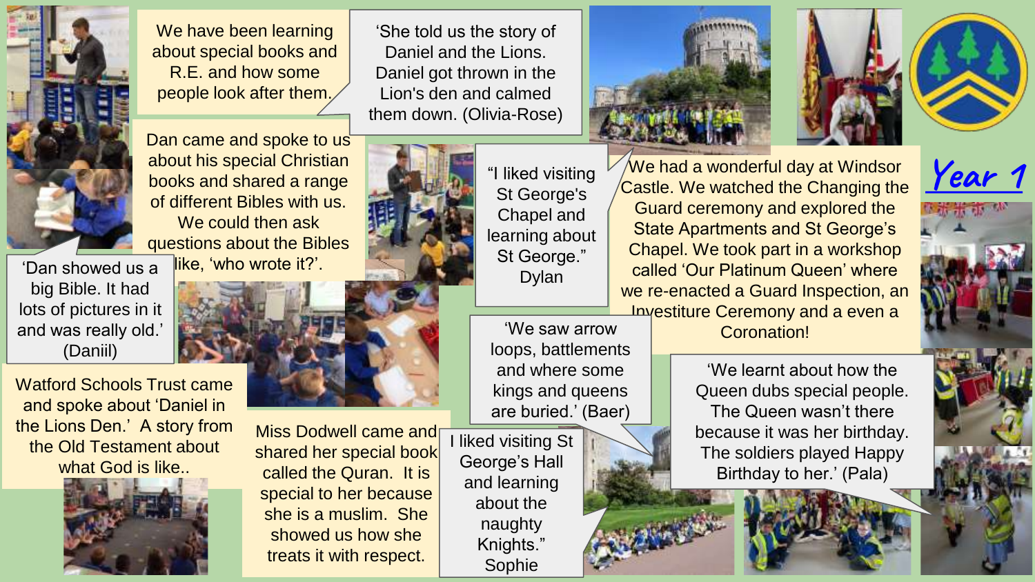# Year 1

We have been learning about special books and R.E. and how some people look after them.

'She told us the story of Daniel and the Lions. Daniel got thrown in the Lion's den and calmed them down. (Olivia-Rose)

Dan came and spoke to us about his special Christian books and shared a range of different Bibles with us. We could then ask questions about the Bibles like, 'who wrote it?'.

'Dan showed us a big Bible. It had lots of pictures in it and was really old.' (Daniil)

Watford Schools Trust came and spoke about 'Daniel in the Lions Den.' A story from the Old Testament about what God is like..

Miss Dodwell came and shared her special book called the Quran. It is special to her because she is a muslim. She showed us how she treats it with respect.

"I liked visiting St George's Chapel and learning about St George." Dylan

We had a wonderful day at Windsor Castle. We watched the Changing the Guard ceremony and explored the State Apartments and St George's Chapel. We took part in a workshop called 'Our Platinum Queen' where we re-enacted a Guard Inspection, an Investiture Ceremony and a even a Coronation!

'We saw arrow loops, battlements and where some kings and queens are buried.' (Baer)

I liked visiting St George's Hall and learning about the naughty Knights." Sophie

'We learnt about how the Queen dubs special people. The Queen wasn't there because it was her birthday. The soldiers played Happy Birthday to her.' (Pala)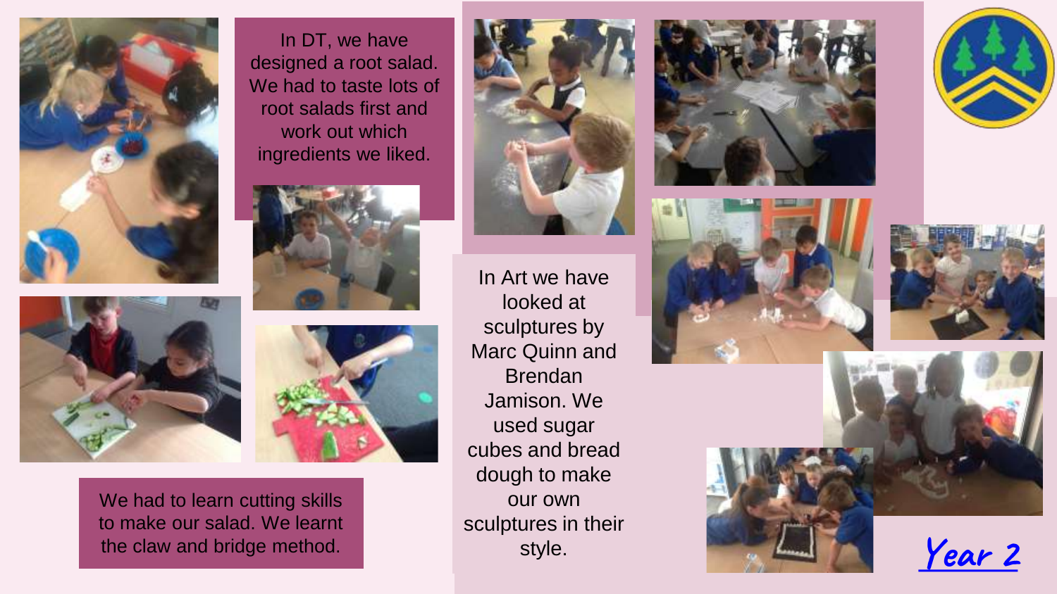In DT, we have designed a root salad. We had to taste lots of root salads first and work out which ingredients we liked.

We had to learn cutting skills to make our salad. We learnt the claw and bridge method.

In Art we have looked at sculptures by Marc Quinn and Brendan Jamison. We used sugar cubes and bread dough to make our own sculptures in their style.

Year 2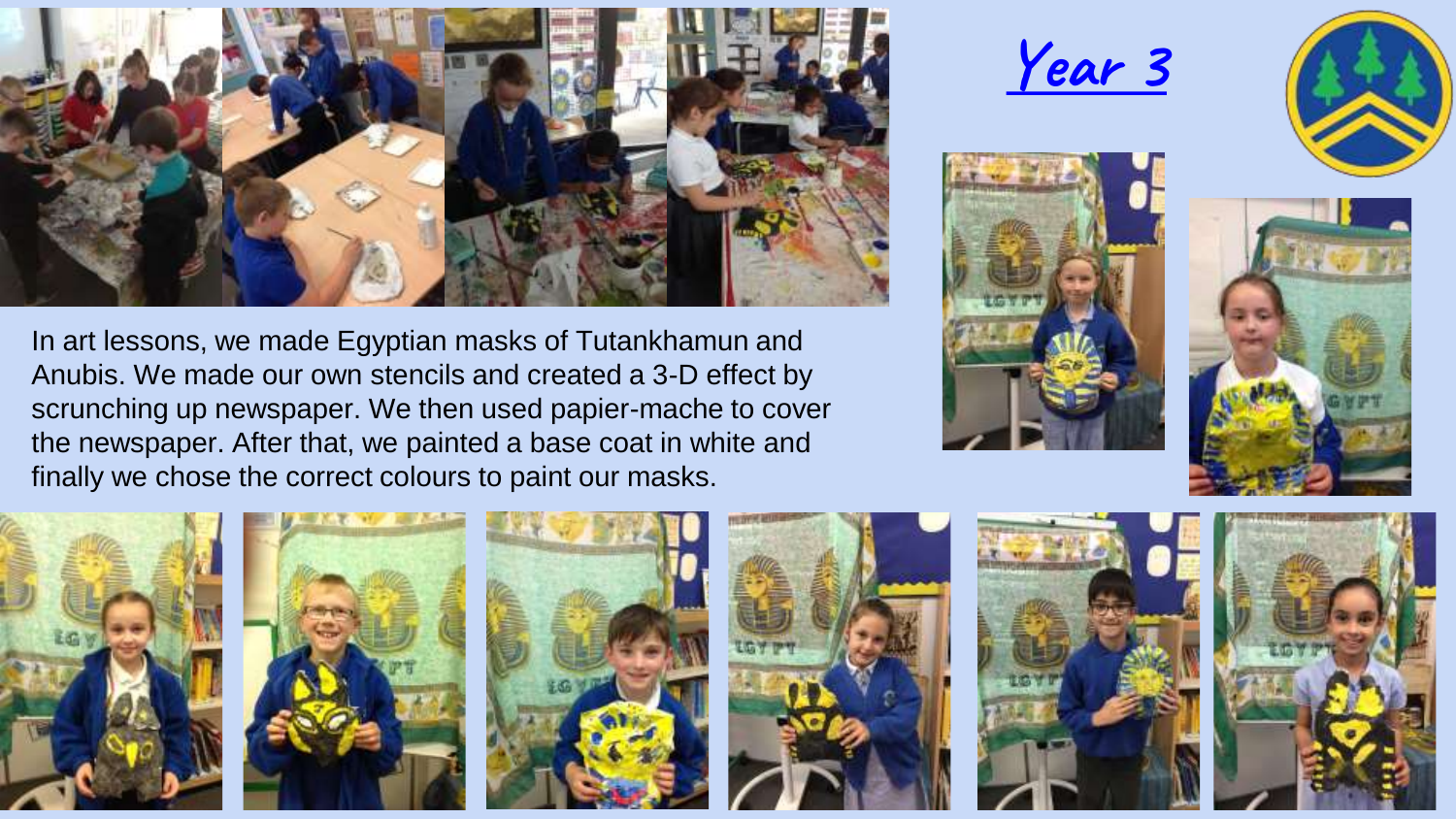# Year 3

In art lessons, we made Egyptian masks of Tutankhamun and Anubis. We made our own stencils and created a 3-D effect by scrunching up newspaper. We then used papier-mache to cover the newspaper. After that, we painted a base coat in white and finally we chose the correct colours to paint our masks.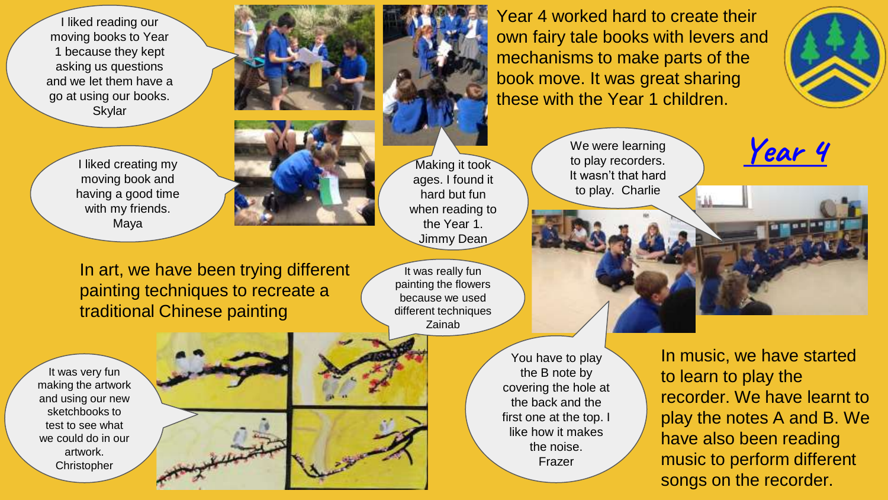## Year 4

Year 4 worked hard to create their own fairy tale books with levers and mechanisms to make parts of the book move. It was great sharing these with the Year 1 children.

I liked reading our moving books to Year 1 because they kept asking us questions and we let them have a go at using our books. Skylar

I liked creating my moving book and having a good time with my friends. Maya

Making it took ages. I found it hard but fun when reading to the Year 1. Jimmy Dean

In art, we have been trying different painting techniques to recreate a traditional Chinese painting

It was really fun painting the flowers because we used different techniques Zainab

It was very fun making the artwork and using our new sketchbooks to test to see what we could do in our artwork. Christopher

We were learning to play recorders. It wasn't that hard to play. Charlie

You have to play the B note by covering the hole at the back and the first one at the top. I like how it makes the noise. Frazer

In music, we have started to learn to play the recorder. We have learnt to play the notes A and B. We have also been reading music to perform different songs on the recorder.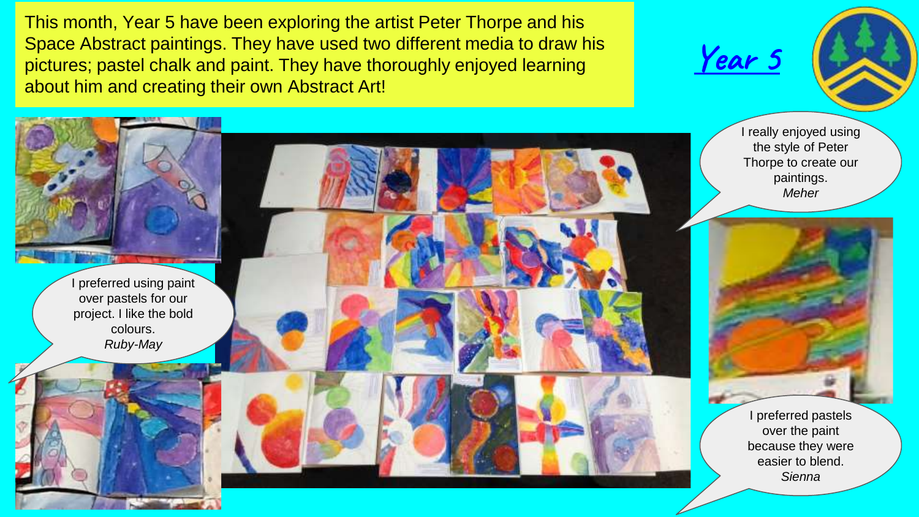This month, Year 5 have been exploring the artist Peter Thorpe and his Space Abstract paintings. They have used two different media to draw his pictures; pastel chalk and paint. They have thoroughly enjoyed learning about him and creating their own Abstract Art!

## Year 5

I really enjoyed using the style of Peter Thorpe to create our paintings.
*Meher*

I preferred using paint over pastels for our project. I like the bold colours.
*Ruby-May*

I preferred pastels over the paint because they were easier to blend.
*Sienna*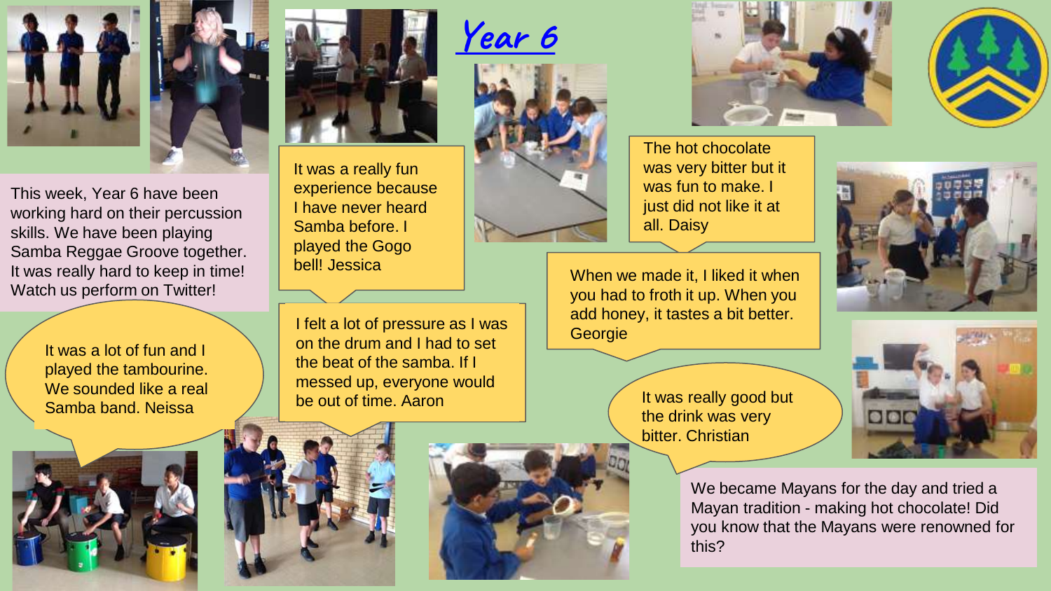# Year 6

This week, Year 6 have been working hard on their percussion skills. We have been playing Samba Reggae Groove together. It was really hard to keep in time! Watch us perform on Twitter!

It was a really fun experience because I have never heard Samba before. I played the Gogo bell! Jessica

It was a lot of fun and I played the tambourine. We sounded like a real Samba band. Neissa

I felt a lot of pressure as I was on the drum and I had to set the beat of the samba. If I messed up, everyone would be out of time. Aaron

The hot chocolate was very bitter but it was fun to make. I just did not like it at all. Daisy

When we made it, I liked it when you had to froth it up. When you add honey, it tastes a bit better. Georgie

It was really good but the drink was very bitter. Christian

We became Mayans for the day and tried a Mayan tradition - making hot chocolate! Did you know that the Mayans were renowned for this?